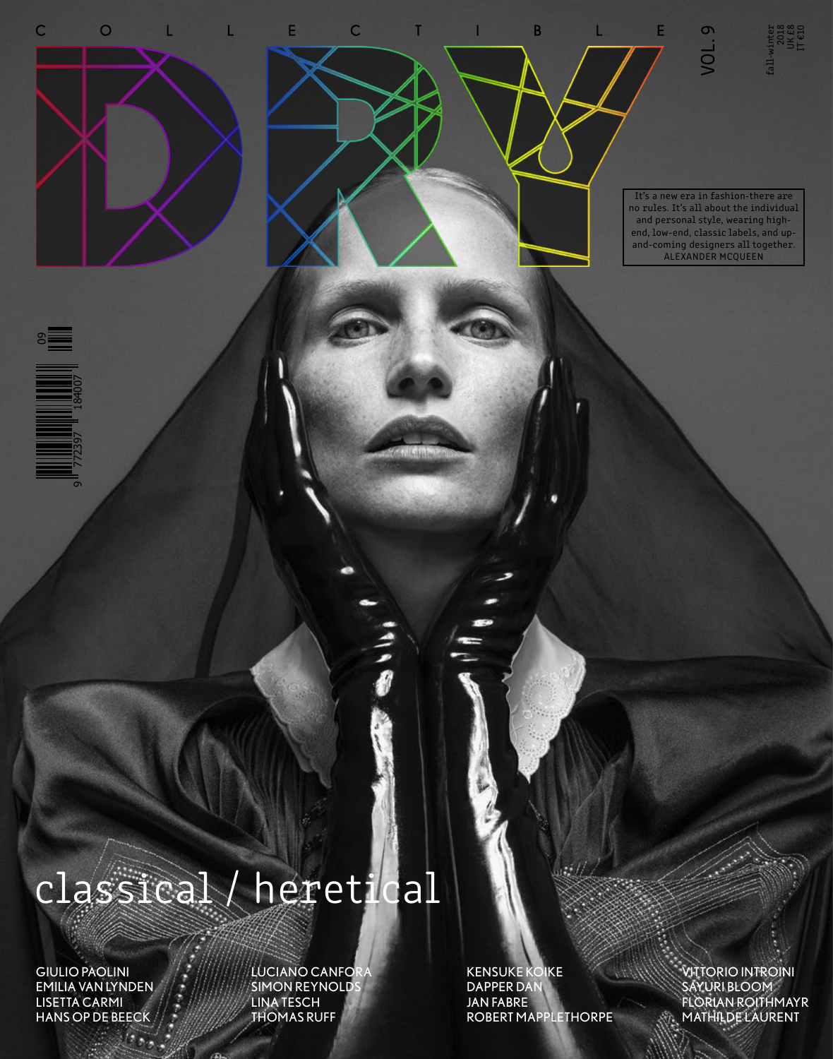COLLECTIBLE

# DRY

VOL. 9

fall-winter 2018
UK £8
IT €10

It's a new era in fashion-there are no rules. It's all about the individual and personal style, wearing high-end, low-end, classic labels, and up-and-coming designers all together.
ALEXANDER MCQUEEN

9 772397 184007 09

## classical / heretical

GIULIO PAOLINI
EMILIA VAN LYNDEN
LISETTA CARMI
HANS OP DE BEECK

LUCIANO CANFORA
SIMON REYNOLDS
LINA TESCH
THOMAS RUFF

KENSUKE KOIKE
DAPPER DAN
JAN FABRE
ROBERT MAPPLETHORPE

VITTORIO INTROINI
SAYURI BLOOM
FLORIAN ROITHMAYR
MATHILDE LAURENT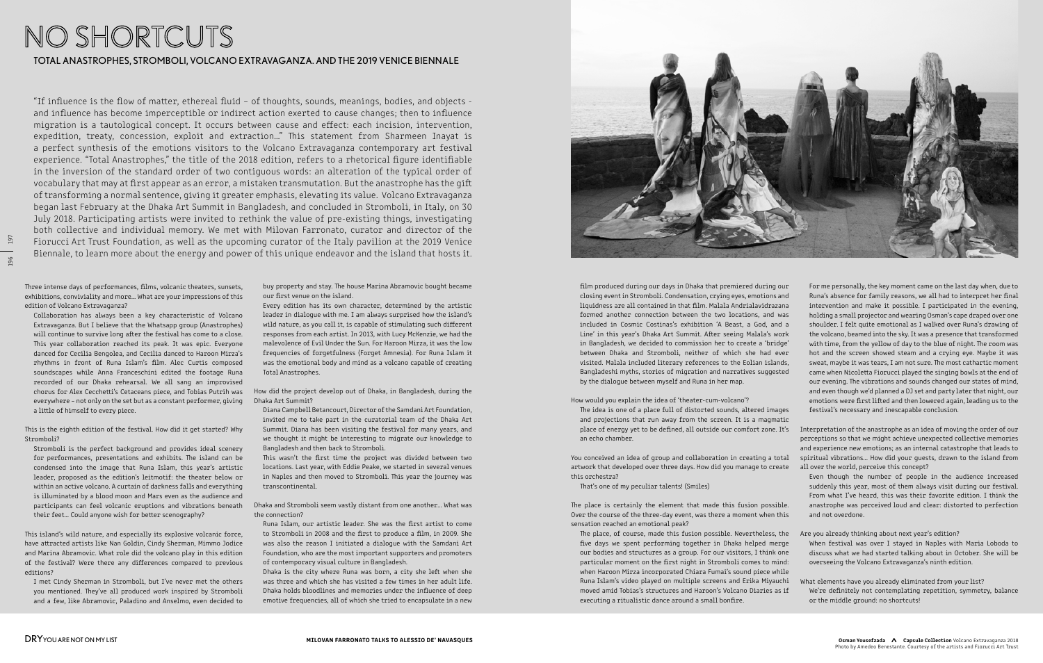# NO SHORTCUTS

## TOTAL ANASTROPHES, STROMBOLI, VOLCANO EXTRAVAGANZA. AND THE 2019 VENICE BIENNALE

"If influence is the flow of matter, ethereal fluid – of thoughts, sounds, meanings, bodies, and objects - and influence has become imperceptible or indirect action exerted to cause changes; then to influence migration is a tautological concept. It occurs between cause and effect: each incision, intervention, expedition, treaty, concession, exploit and extraction…" This statement from Sharmeen Inayat is a perfect synthesis of the emotions visitors to the Volcano Extravaganza contemporary art festival experience. "Total Anastrophes," the title of the 2018 edition, refers to a rhetorical figure identifiable in the inversion of the standard order of two contiguous words: an alteration of the typical order of vocabulary that may at first appear as an error, a mistaken transmutation. But the anastrophe has the gift of transforming a normal sentence, giving it greater emphasis, elevating its value. Volcano Extravaganza began last February at the Dhaka Art Summit in Bangladesh, and concluded in Stromboli, in Italy, on 30 July 2018. Participating artists were invited to rethink the value of pre-existing things, investigating both collective and individual memory. We met with Milovan Farronato, curator and director of the Fiorucci Art Trust Foundation, as well as the upcoming curator of the Italy pavilion at the 2019 Venice Biennale, to learn more about the energy and power of this unique endeavor and the island that hosts it.

Three intense days of performances, films, volcanic theaters, sunsets, exhibitions, conviviality and more… What are your impressions of this edition of Volcano Extravaganza?

Collaboration has always been a key characteristic of Volcano Extravaganza. But I believe that the Whatsapp group (Anastrophes) will continue to survive long after the festival has come to a close. This year collaboration reached its peak. It was epic. Everyone danced for Cecilia Bengolea, and Cecilia danced to Haroon Mirza's rhythms in front of Runa Islam's film. Alec Curtis composed soundscapes while Anna Franceschini edited the footage Runa recorded of our Dhaka rehearsal. We all sang an improvised chorus for Alex Cecchetti's Cetaceans piece, and Tobias Putrih was everywhere – not only on the set but as a constant performer, giving a little of himself to every piece.

This is the eighth edition of the festival. How did it get started? Why Stromboli?

Stromboli is the perfect background and provides ideal scenery for performances, presentations and exhibits. The island can be condensed into the image that Runa Islam, this year's artistic leader, proposed as the edition's leitmotif: the theater below or within an active volcano. A curtain of darkness falls and everything is illuminated by a blood moon and Mars even as the audience and participants can feel volcanic eruptions and vibrations beneath their feet… Could anyone wish for better scenography?

This island's wild nature, and especially its explosive volcanic force, have attracted artists like Nan Goldin, Cindy Sherman, Mimmo Jodice and Marina Abramovic. What role did the volcano play in this edition of the festival? Were there any differences compared to previous editions?

I met Cindy Sherman in Stromboli, but I've never met the others you mentioned. They've all produced work inspired by Stromboli and a few, like Abramovic, Paladino and Anselmo, decided to buy property and stay. The house Marina Abramovic bought became our first venue on the island.

Every edition has its own character, determined by the artistic leader in dialogue with me. I am always surprised how the island's wild nature, as you call it, is capable of stimulating such different responses from each artist. In 2013, with Lucy McKenzie, we had the malevolence of Evil Under the Sun. For Haroon Mirza, it was the low frequencies of forgetfulness (Forget Amnesia). For Runa Islam it was the emotional body and mind as a volcano capable of creating Total Anastrophes.

How did the project develop out of Dhaka, in Bangladesh, during the Dhaka Art Summit?

Diana Campbell Betancourt, Director of the Samdani Art Foundation, invited me to take part in the curatorial team of the Dhaka Art Summit. Diana has been visiting the festival for many years, and we thought it might be interesting to migrate our knowledge to Bangladesh and then back to Stromboli.

This wasn't the first time the project was divided between two locations. Last year, with Eddie Peake, we started in several venues in Naples and then moved to Stromboli. This year the journey was transcontinental.

Dhaka and Stromboli seem vastly distant from one another… What was the connection?

Runa Islam, our artistic leader. She was the first artist to come to Stromboli in 2008 and the first to produce a film, in 2009. She was also the reason I initiated a dialogue with the Samdani Art Foundation, who are the most important supporters and promoters of contemporary visual culture in Bangladesh.

Dhaka is the city where Runa was born, a city she left when she was three and which she has visited a few times in her adult life. Dhaka holds bloodlines and memories under the influence of deep emotive frequencies, all of which she tried to encapsulate in a new film produced during our days in Dhaka that premiered during our closing event in Stromboli. Condensation, crying eyes, emotions and liquidness are all contained in that film. Malala Andrialavidrazana formed another connection between the two locations, and was included in Cosmic Costinas's exhibition 'A Beast, a God, and a Line' in this year's Dhaka Art Summit. After seeing Malala's work in Bangladesh, we decided to commission her to create a 'bridge' between Dhaka and Stromboli, neither of which she had ever visited. Malala included literary references to the Eolian islands, Bangladeshi myths, stories of migration and narratives suggested by the dialogue between myself and Runa in her map.

How would you explain the idea of 'theater-cum-volcano'?

The idea is one of a place full of distorted sounds, altered images and projections that run away from the screen. It is a magmatic place of energy yet to be defined, all outside our comfort zone. It's an echo chamber.

You conceived an idea of group and collaboration in creating a total artwork that developed over three days. How did you manage to create this orchestra?

That's one of my peculiar talents! (Smiles)

The place is certainly the element that made this fusion possible. Over the course of the three-day event, was there a moment when this sensation reached an emotional peak?

The place, of course, made this fusion possible. Nevertheless, the five days we spent performing together in Dhaka helped merge our bodies and structures as a group. For our visitors, I think one particular moment on the first night in Stromboli comes to mind: when Haroon Mirza incorporated Chiara Fumai's sound piece while Runa Islam's video played on multiple screens and Erika Miyauchi moved amid Tobias's structures and Haroon's Volcano Diaries as if executing a ritualistic dance around a small bonfire.

For me personally, the key moment came on the last day when, due to Runa's absence for family reasons, we all had to interpret her final intervention and make it possible. I participated in the evening, holding a small projector and wearing Osman's cape draped over one shoulder. I felt quite emotional as I walked over Runa's drawing of the volcano, beamed into the sky. It was a presence that transformed with time, from the yellow of day to the blue of night. The room was hot and the screen showed steam and a crying eye. Maybe it was sweat, maybe it was tears, I am not sure. The most cathartic moment came when Nicoletta Fiorucci played the singing bowls at the end of our evening. The vibrations and sounds changed our states of mind, and even though we'd planned a DJ set and party later that night, our emotions were first lifted and then lowered again, leading us to the festival's necessary and inescapable conclusion.

Interpretation of the anastrophe as an idea of moving the order of our perceptions so that we might achieve unexpected collective memories and experience new emotions; as an internal catastrophe that leads to spiritual vibrations… How did your guests, drawn to the island from all over the world, perceive this concept?

Even though the number of people in the audience increased suddenly this year, most of them always visit during our festival. From what I've heard, this was their favorite edition. I think the anastrophe was perceived loud and clear: distorted to perfection and not overdone.

Are you already thinking about next year's edition?

When festival was over I stayed in Naples with Maria Loboda to discuss what we had started talking about in October. She will be overseeing the Volcano Extravaganza's ninth edition.

What elements have you already eliminated from your list?

We're definitely not contemplating repetition, symmetry, balance or the middle ground: no shortcuts!

MILOVAN FARRONATO TALKS TO ALESSIO DE' NAVASQUES

Osman Yousefzada Capsule Collection Volcano Extravaganza 2018
Photo by Amedeo Benestante. Courtesy of the artists and Fiorucci Art Trust